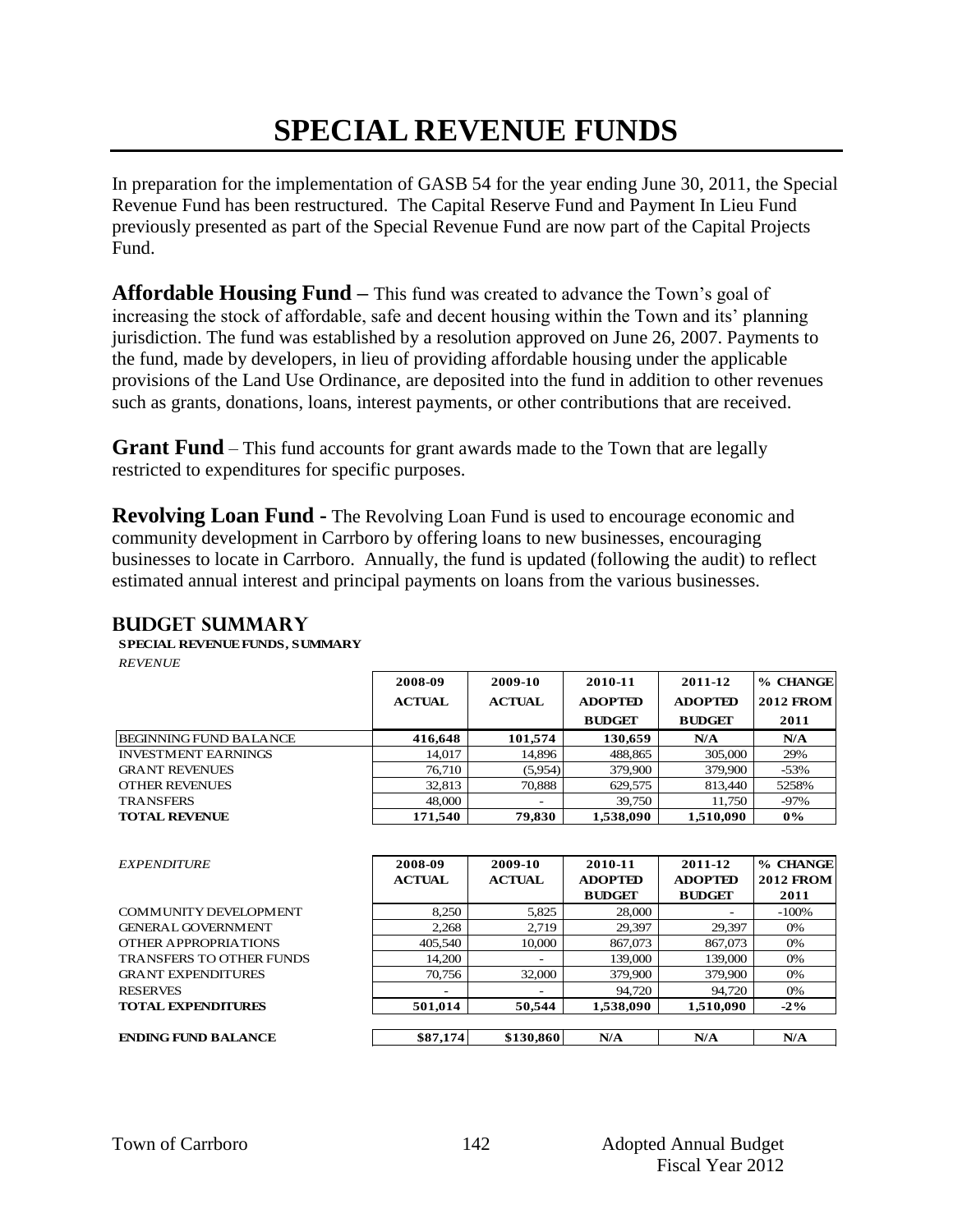# SPECIAL REVENUE FUNDS

In preparation for the implementation of GASB 54 for the year ending June 30, 2011, the Special Revenue Fund has been restructured. The Capital Reserve Fund and Payment In Lieu Fund previously presented as part of the Special Revenue Fund are now part of the Capital Projects Fund.

**Affordable Housing Fund –** This fund was created to advance the Town's goal of increasing the stock of affordable, safe and decent housing within the Town and its' planning jurisdiction. The fund was established by a resolution approved on June 26, 2007. Payments to the fund, made by developers, in lieu of providing affordable housing under the applicable provisions of the Land Use Ordinance, are deposited into the fund in addition to other revenues such as grants, donations, loans, interest payments, or other contributions that are received.

**Grant Fund** – This fund accounts for grant awards made to the Town that are legally restricted to expenditures for specific purposes.

**Revolving Loan Fund -** The Revolving Loan Fund is used to encourage economic and community development in Carrboro by offering loans to new businesses, encouraging businesses to locate in Carrboro. Annually, the fund is updated (following the audit) to reflect estimated annual interest and principal payments on loans from the various businesses.

## BUDGET SUMMARY

**SPECIAL REVENUE FUNDS, SUMMARY**

*REVENUE*

| | 2008-09 ACTUAL | 2009-10 ACTUAL | 2010-11 ADOPTED BUDGET | 2011-12 ADOPTED BUDGET | % CHANGE 2012 FROM 2011 |
|---|---|---|---|---|---|
| BEGINNING FUND BALANCE | **416,648** | **101,574** | **130,659** | **N/A** | **N/A** |
| INVESTMENT EARNINGS | 14,017 | 14,896 | 488,865 | 305,000 | 29% |
| GRANT REVENUES | 76,710 | (5,954) | 379,900 | 379,900 | -53% |
| OTHER REVENUES | 32,813 | 70,888 | 629,575 | 813,440 | 5258% |
| TRANSFERS | 48,000 | - | 39,750 | 11,750 | -97% |
| **TOTAL REVENUE** | **171,540** | **79,830** | **1,538,090** | **1,510,090** | **0%** |

| *EXPENDITURE* | 2008-09 ACTUAL | 2009-10 ACTUAL | 2010-11 ADOPTED BUDGET | 2011-12 ADOPTED BUDGET | % CHANGE 2012 FROM 2011 |
|---|---|---|---|---|---|
| COMMUNITY DEVELOPMENT | 8,250 | 5,825 | 28,000 | - | -100% |
| GENERAL GOVERNMENT | 2,268 | 2,719 | 29,397 | 29,397 | 0% |
| OTHER APPROPRIATIONS | 405,540 | 10,000 | 867,073 | 867,073 | 0% |
| TRANSFERS TO OTHER FUNDS | 14,200 | - | 139,000 | 139,000 | 0% |
| GRANT EXPENDITURES | 70,756 | 32,000 | 379,900 | 379,900 | 0% |
| RESERVES | - | - | 94,720 | 94,720 | 0% |
| **TOTAL EXPENDITURES** | **501,014** | **50,544** | **1,538,090** | **1,510,090** | **-2%** |
| | | | | | |
| **ENDING FUND BALANCE** | **$87,174** | **$130,860** | **N/A** | **N/A** | **N/A** |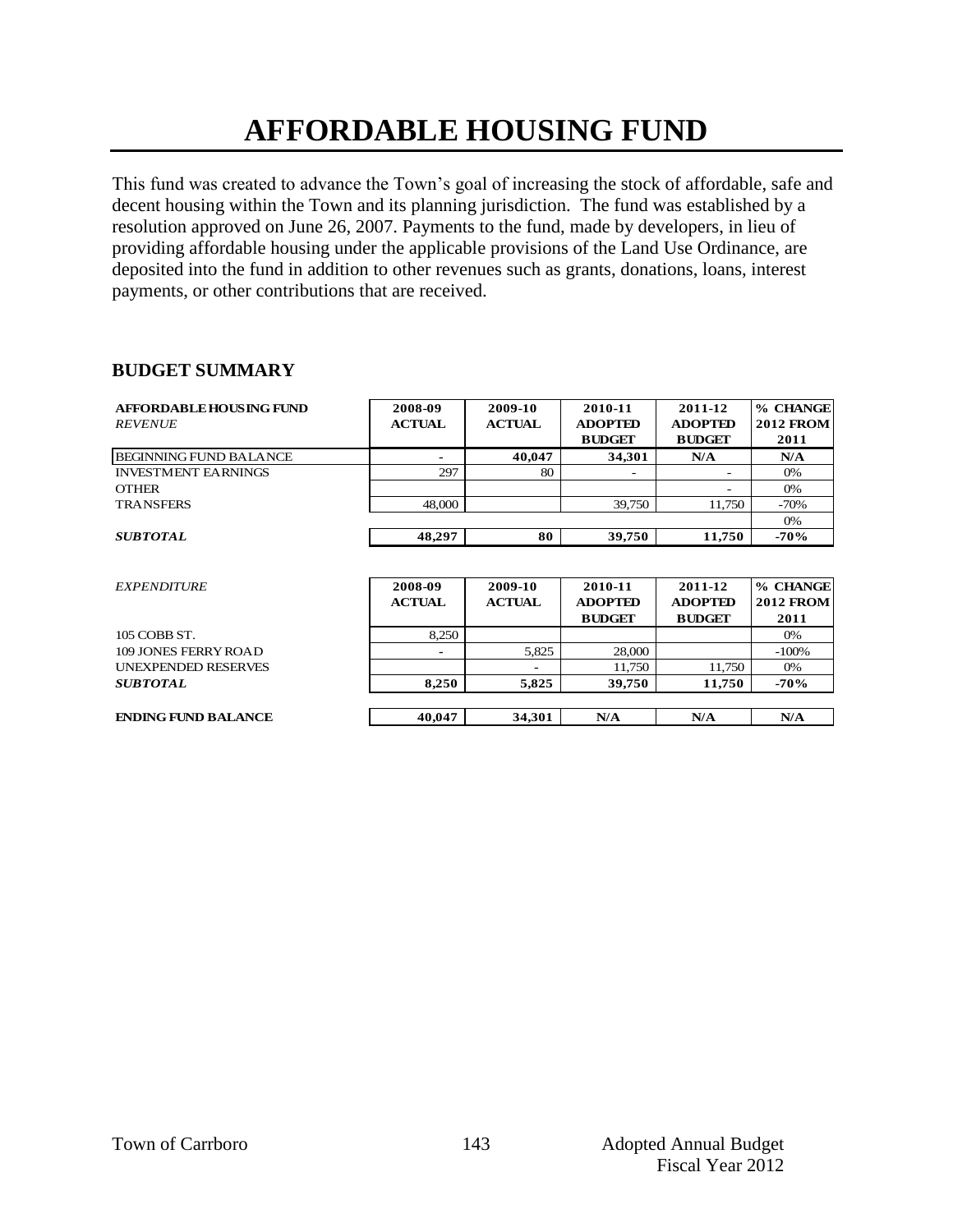# AFFORDABLE HOUSING FUND

This fund was created to advance the Town's goal of increasing the stock of affordable, safe and decent housing within the Town and its planning jurisdiction. The fund was established by a resolution approved on June 26, 2007. Payments to the fund, made by developers, in lieu of providing affordable housing under the applicable provisions of the Land Use Ordinance, are deposited into the fund in addition to other revenues such as grants, donations, loans, interest payments, or other contributions that are received.

## BUDGET SUMMARY

| **AFFORDABLE HOUSING FUND** *REVENUE* | **2008-09 ACTUAL** | **2009-10 ACTUAL** | **2010-11 ADOPTED BUDGET** | **2011-12 ADOPTED BUDGET** | **% CHANGE 2012 FROM 2011** |
|---|---|---|---|---|---|
| BEGINNING FUND BALANCE | - | **40,047** | **34,301** | **N/A** | **N/A** |
| INVESTMENT EARNINGS | 297 | 80 | - | - | 0% |
| OTHER | | | | - | 0% |
| TRANSFERS | 48,000 | | 39,750 | 11,750 | -70% |
| | | | | | 0% |
| ***SUBTOTAL*** | **48,297** | **80** | **39,750** | **11,750** | **-70%** |

| *EXPENDITURE* | **2008-09 ACTUAL** | **2009-10 ACTUAL** | **2010-11 ADOPTED BUDGET** | **2011-12 ADOPTED BUDGET** | **% CHANGE 2012 FROM 2011** |
|---|---|---|---|---|---|
| 105 COBB ST. | 8,250 | | | | 0% |
| 109 JONES FERRY ROAD | - | 5,825 | 28,000 | | -100% |
| UNEXPENDED RESERVES | | - | 11,750 | 11,750 | 0% |
| ***SUBTOTAL*** | **8,250** | **5,825** | **39,750** | **11,750** | **-70%** |
| | | | | | |
| **ENDING FUND BALANCE** | **40,047** | **34,301** | **N/A** | **N/A** | **N/A** |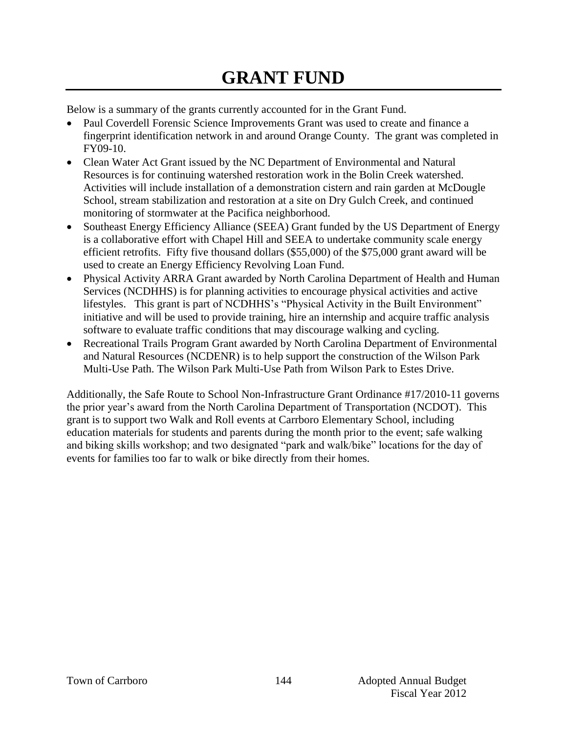# GRANT FUND

Below is a summary of the grants currently accounted for in the Grant Fund.

- Paul Coverdell Forensic Science Improvements Grant was used to create and finance a fingerprint identification network in and around Orange County. The grant was completed in FY09-10.
- Clean Water Act Grant issued by the NC Department of Environmental and Natural Resources is for continuing watershed restoration work in the Bolin Creek watershed. Activities will include installation of a demonstration cistern and rain garden at McDougle School, stream stabilization and restoration at a site on Dry Gulch Creek, and continued monitoring of stormwater at the Pacifica neighborhood.
- Southeast Energy Efficiency Alliance (SEEA) Grant funded by the US Department of Energy is a collaborative effort with Chapel Hill and SEEA to undertake community scale energy efficient retrofits. Fifty five thousand dollars ($55,000) of the $75,000 grant award will be used to create an Energy Efficiency Revolving Loan Fund.
- Physical Activity ARRA Grant awarded by North Carolina Department of Health and Human Services (NCDHHS) is for planning activities to encourage physical activities and active lifestyles. This grant is part of NCDHHS's "Physical Activity in the Built Environment" initiative and will be used to provide training, hire an internship and acquire traffic analysis software to evaluate traffic conditions that may discourage walking and cycling.
- Recreational Trails Program Grant awarded by North Carolina Department of Environmental and Natural Resources (NCDENR) is to help support the construction of the Wilson Park Multi-Use Path. The Wilson Park Multi-Use Path from Wilson Park to Estes Drive.

Additionally, the Safe Route to School Non-Infrastructure Grant Ordinance #17/2010-11 governs the prior year's award from the North Carolina Department of Transportation (NCDOT). This grant is to support two Walk and Roll events at Carrboro Elementary School, including education materials for students and parents during the month prior to the event; safe walking and biking skills workshop; and two designated "park and walk/bike" locations for the day of events for families too far to walk or bike directly from their homes.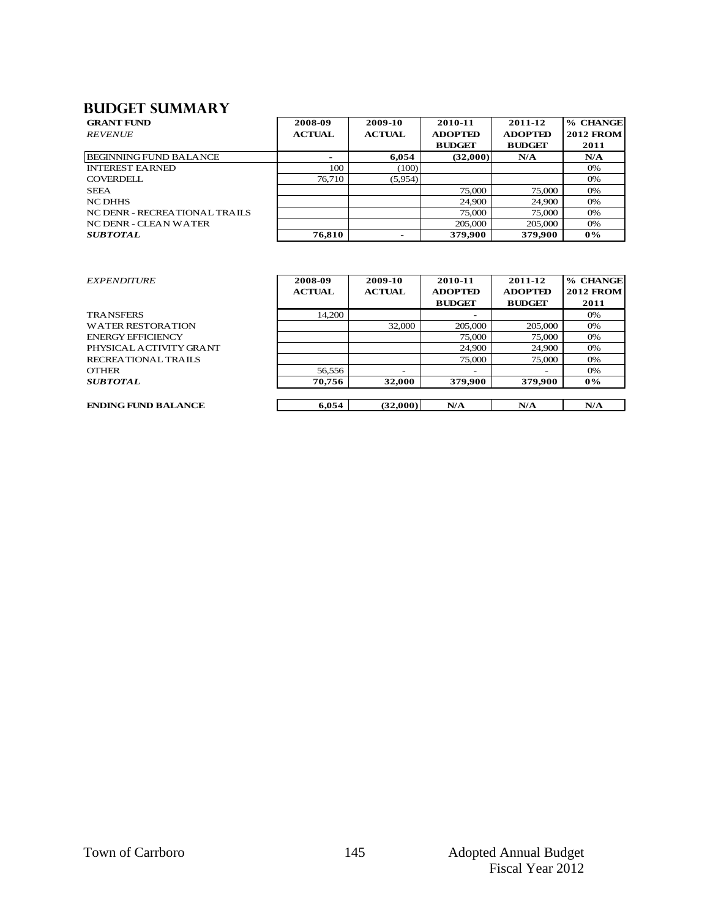# BUDGET SUMMARY

| GRANT FUND<br>*REVENUE* | 2008-09 ACTUAL | 2009-10 ACTUAL | 2010-11 ADOPTED BUDGET | 2011-12 ADOPTED BUDGET | % CHANGE 2012 FROM 2011 |
|---|---|---|---|---|---|
| BEGINNING FUND BALANCE | - | **6,054** | **(32,000)** | **N/A** | **N/A** |
| INTEREST EARNED | 100 | (100) | | | 0% |
| COVERDELL | 76,710 | (5,954) | | | 0% |
| SEEA | | | 75,000 | 75,000 | 0% |
| NC DHHS | | | 24,900 | 24,900 | 0% |
| NC DENR - RECREATIONAL TRAILS | | | 75,000 | 75,000 | 0% |
| NC DENR - CLEAN WATER | | | 205,000 | 205,000 | 0% |
| ***SUBTOTAL*** | **76,810** | **-** | **379,900** | **379,900** | **0%** |

| *EXPENDITURE* | 2008-09 ACTUAL | 2009-10 ACTUAL | 2010-11 ADOPTED BUDGET | 2011-12 ADOPTED BUDGET | % CHANGE 2012 FROM 2011 |
|---|---|---|---|---|---|
| TRANSFERS | 14,200 | | - | | 0% |
| WATER RESTORATION | | 32,000 | 205,000 | 205,000 | 0% |
| ENERGY EFFICIENCY | | | 75,000 | 75,000 | 0% |
| PHYSICAL ACTIVITY GRANT | | | 24,900 | 24,900 | 0% |
| RECREATIONAL TRAILS | | | 75,000 | 75,000 | 0% |
| OTHER | 56,556 | - | - | - | 0% |
| ***SUBTOTAL*** | **70,756** | **32,000** | **379,900** | **379,900** | **0%** |
| | | | | | |
| **ENDING FUND BALANCE** | **6,054** | **(32,000)** | **N/A** | **N/A** | **N/A** |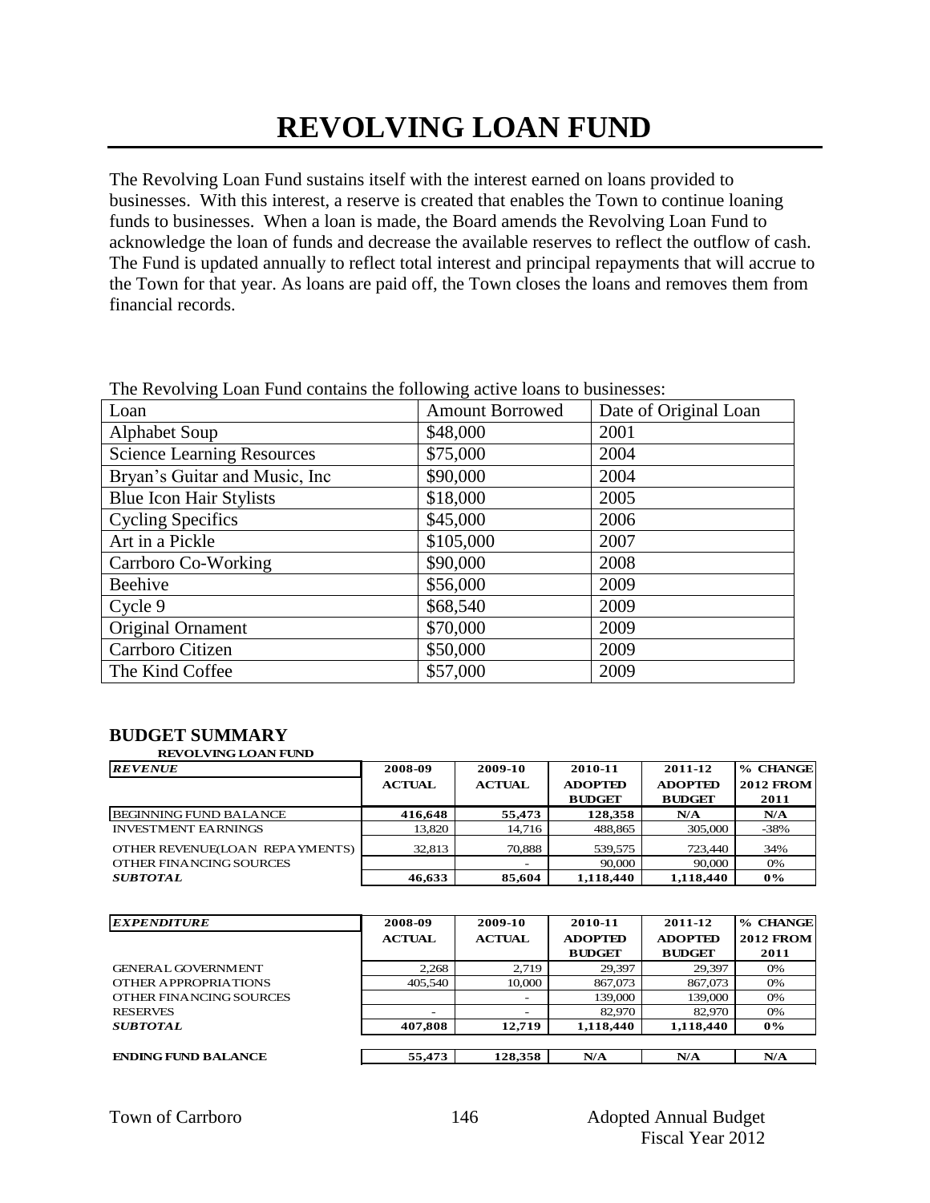# REVOLVING LOAN FUND

The Revolving Loan Fund sustains itself with the interest earned on loans provided to businesses. With this interest, a reserve is created that enables the Town to continue loaning funds to businesses. When a loan is made, the Board amends the Revolving Loan Fund to acknowledge the loan of funds and decrease the available reserves to reflect the outflow of cash. The Fund is updated annually to reflect total interest and principal repayments that will accrue to the Town for that year. As loans are paid off, the Town closes the loans and removes them from financial records.

The Revolving Loan Fund contains the following active loans to businesses:

| Loan | Amount Borrowed | Date of Original Loan |
|---|---|---|
| Alphabet Soup | $48,000 | 2001 |
| Science Learning Resources | $75,000 | 2004 |
| Bryan's Guitar and Music, Inc | $90,000 | 2004 |
| Blue Icon Hair Stylists | $18,000 | 2005 |
| Cycling Specifics | $45,000 | 2006 |
| Art in a Pickle | $105,000 | 2007 |
| Carrboro Co-Working | $90,000 | 2008 |
| Beehive | $56,000 | 2009 |
| Cycle 9 | $68,540 | 2009 |
| Original Ornament | $70,000 | 2009 |
| Carrboro Citizen | $50,000 | 2009 |
| The Kind Coffee | $57,000 | 2009 |

## BUDGET SUMMARY

**REVOLVING LOAN FUND**

| ***REVENUE*** | 2008-09 ACTUAL | 2009-10 ACTUAL | 2010-11 ADOPTED BUDGET | 2011-12 ADOPTED BUDGET | % CHANGE 2012 FROM 2011 |
|---|---|---|---|---|---|
| BEGINNING FUND BALANCE | **416,648** | **55,473** | **128,358** | **N/A** | **N/A** |
| INVESTMENT EARNINGS | 13,820 | 14,716 | 488,865 | 305,000 | -38% |
| OTHER REVENUE(LOAN REPAYMENTS) | 32,813 | 70,888 | 539,575 | 723,440 | 34% |
| OTHER FINANCING SOURCES | | - | 90,000 | 90,000 | 0% |
| ***SUBTOTAL*** | **46,633** | **85,604** | **1,118,440** | **1,118,440** | **0%** |

| ***EXPENDITURE*** | 2008-09 ACTUAL | 2009-10 ACTUAL | 2010-11 ADOPTED BUDGET | 2011-12 ADOPTED BUDGET | % CHANGE 2012 FROM 2011 |
|---|---|---|---|---|---|
| GENERAL GOVERNMENT | 2,268 | 2,719 | 29,397 | 29,397 | 0% |
| OTHER APPROPRIATIONS | 405,540 | 10,000 | 867,073 | 867,073 | 0% |
| OTHER FINANCING SOURCES | | - | 139,000 | 139,000 | 0% |
| RESERVES | - | - | 82,970 | 82,970 | 0% |
| ***SUBTOTAL*** | **407,808** | **12,719** | **1,118,440** | **1,118,440** | **0%** |
| | | | | | |
| **ENDING FUND BALANCE** | **55,473** | **128,358** | **N/A** | **N/A** | **N/A** |